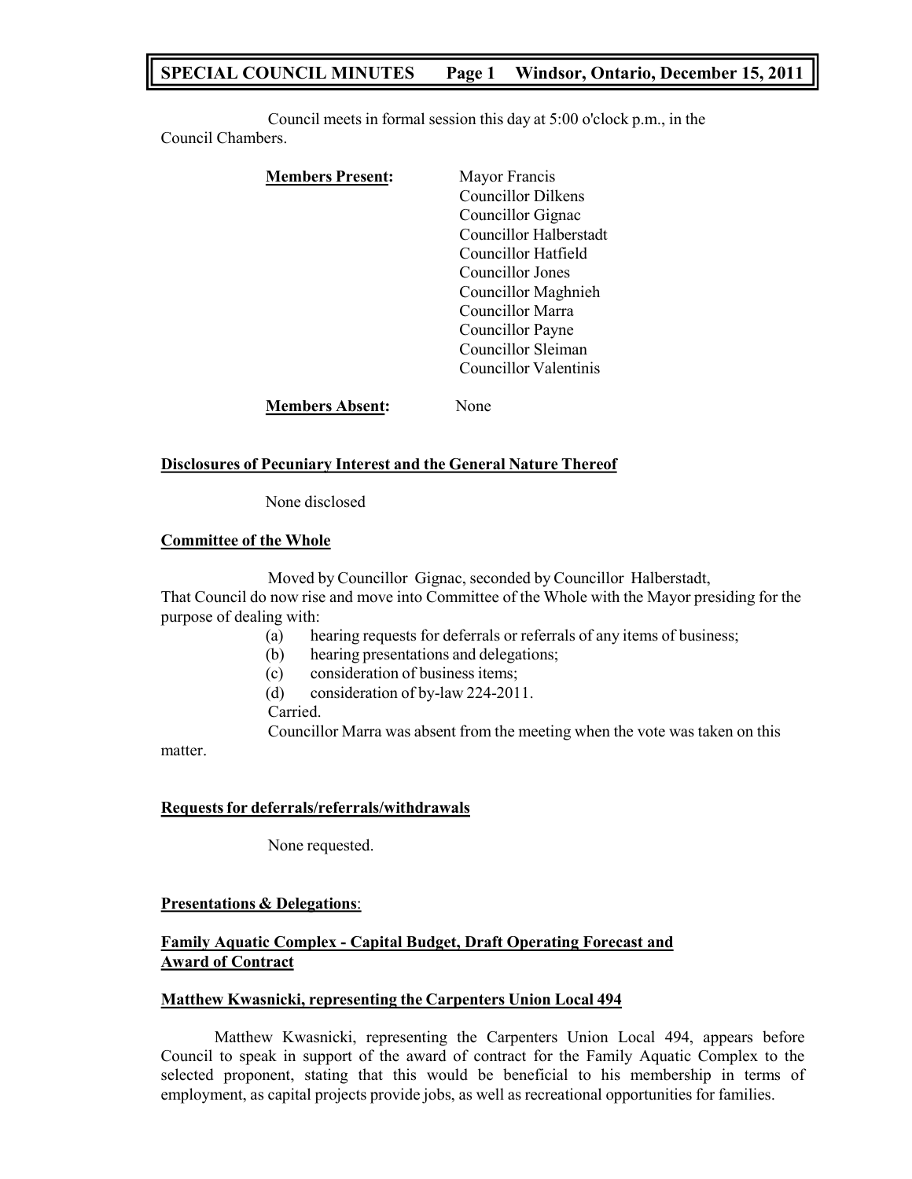Council meets in formal session this day at 5:00 o'clock p.m., in the Council Chambers.

**Members Present:**

Mayor Francis
Councillor Dilkens
Councillor Gignac
Councillor Halberstadt
Councillor Hatfield
Councillor Jones
Councillor Maghnieh
Councillor Marra
Councillor Payne
Councillor Sleiman
Councillor Valentinis

**Members Absent:** None

**Disclosures of Pecuniary Interest and the General Nature Thereof**

None disclosed

**Committee of the Whole**

Moved by Councillor Gignac, seconded by Councillor Halberstadt,
That Council do now rise and move into Committee of the Whole with the Mayor presiding for the purpose of dealing with:

(a) hearing requests for deferrals or referrals of any items of business;
(b) hearing presentations and delegations;
(c) consideration of business items;
(d) consideration of by-law 224-2011.

Carried.

Councillor Marra was absent from the meeting when the vote was taken on this matter.

**Requests for deferrals/referrals/withdrawals**

None requested.

**Presentations & Delegations**:

**Family Aquatic Complex - Capital Budget, Draft Operating Forecast and Award of Contract**

**Matthew Kwasnicki, representing the Carpenters Union Local 494**

Matthew Kwasnicki, representing the Carpenters Union Local 494, appears before Council to speak in support of the award of contract for the Family Aquatic Complex to the selected proponent, stating that this would be beneficial to his membership in terms of employment, as capital projects provide jobs, as well as recreational opportunities for families.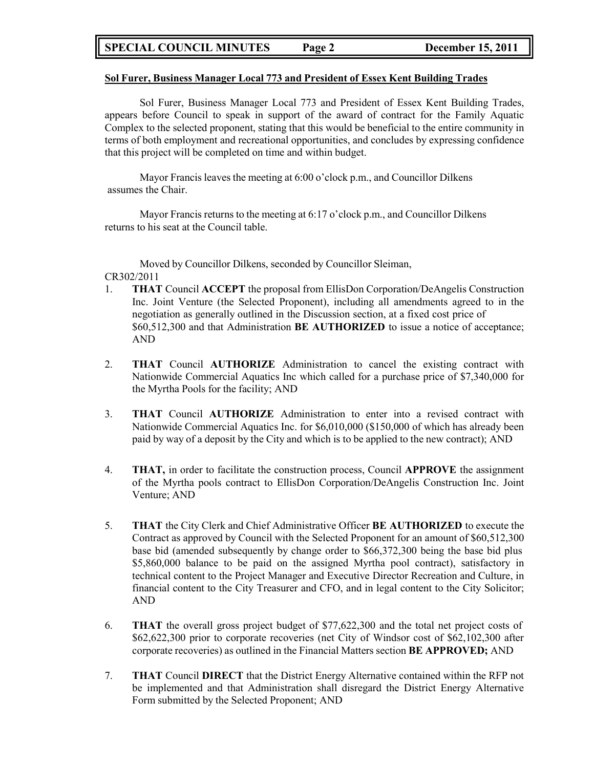## Sol Furer, Business Manager Local 773 and President of Essex Kent Building Trades

Sol Furer, Business Manager Local 773 and President of Essex Kent Building Trades, appears before Council to speak in support of the award of contract for the Family Aquatic Complex to the selected proponent, stating that this would be beneficial to the entire community in terms of both employment and recreational opportunities, and concludes by expressing confidence that this project will be completed on time and within budget.

Mayor Francis leaves the meeting at 6:00 o'clock p.m., and Councillor Dilkens assumes the Chair.

Mayor Francis returns to the meeting at 6:17 o'clock p.m., and Councillor Dilkens returns to his seat at the Council table.

Moved by Councillor Dilkens, seconded by Councillor Sleiman,
CR302/2011

1. **THAT** Council **ACCEPT** the proposal from EllisDon Corporation/DeAngelis Construction Inc. Joint Venture (the Selected Proponent), including all amendments agreed to in the negotiation as generally outlined in the Discussion section, at a fixed cost price of $60,512,300 and that Administration **BE AUTHORIZED** to issue a notice of acceptance; AND

2. **THAT** Council **AUTHORIZE** Administration to cancel the existing contract with Nationwide Commercial Aquatics Inc which called for a purchase price of $7,340,000 for the Myrtha Pools for the facility; AND

3. **THAT** Council **AUTHORIZE** Administration to enter into a revised contract with Nationwide Commercial Aquatics Inc. for $6,010,000 ($150,000 of which has already been paid by way of a deposit by the City and which is to be applied to the new contract); AND

4. **THAT,** in order to facilitate the construction process, Council **APPROVE** the assignment of the Myrtha pools contract to EllisDon Corporation/DeAngelis Construction Inc. Joint Venture; AND

5. **THAT** the City Clerk and Chief Administrative Officer **BE AUTHORIZED** to execute the Contract as approved by Council with the Selected Proponent for an amount of $60,512,300 base bid (amended subsequently by change order to $66,372,300 being the base bid plus $5,860,000 balance to be paid on the assigned Myrtha pool contract), satisfactory in technical content to the Project Manager and Executive Director Recreation and Culture, in financial content to the City Treasurer and CFO, and in legal content to the City Solicitor; AND

6. **THAT** the overall gross project budget of $77,622,300 and the total net project costs of $62,622,300 prior to corporate recoveries (net City of Windsor cost of $62,102,300 after corporate recoveries) as outlined in the Financial Matters section **BE APPROVED;** AND

7. **THAT** Council **DIRECT** that the District Energy Alternative contained within the RFP not be implemented and that Administration shall disregard the District Energy Alternative Form submitted by the Selected Proponent; AND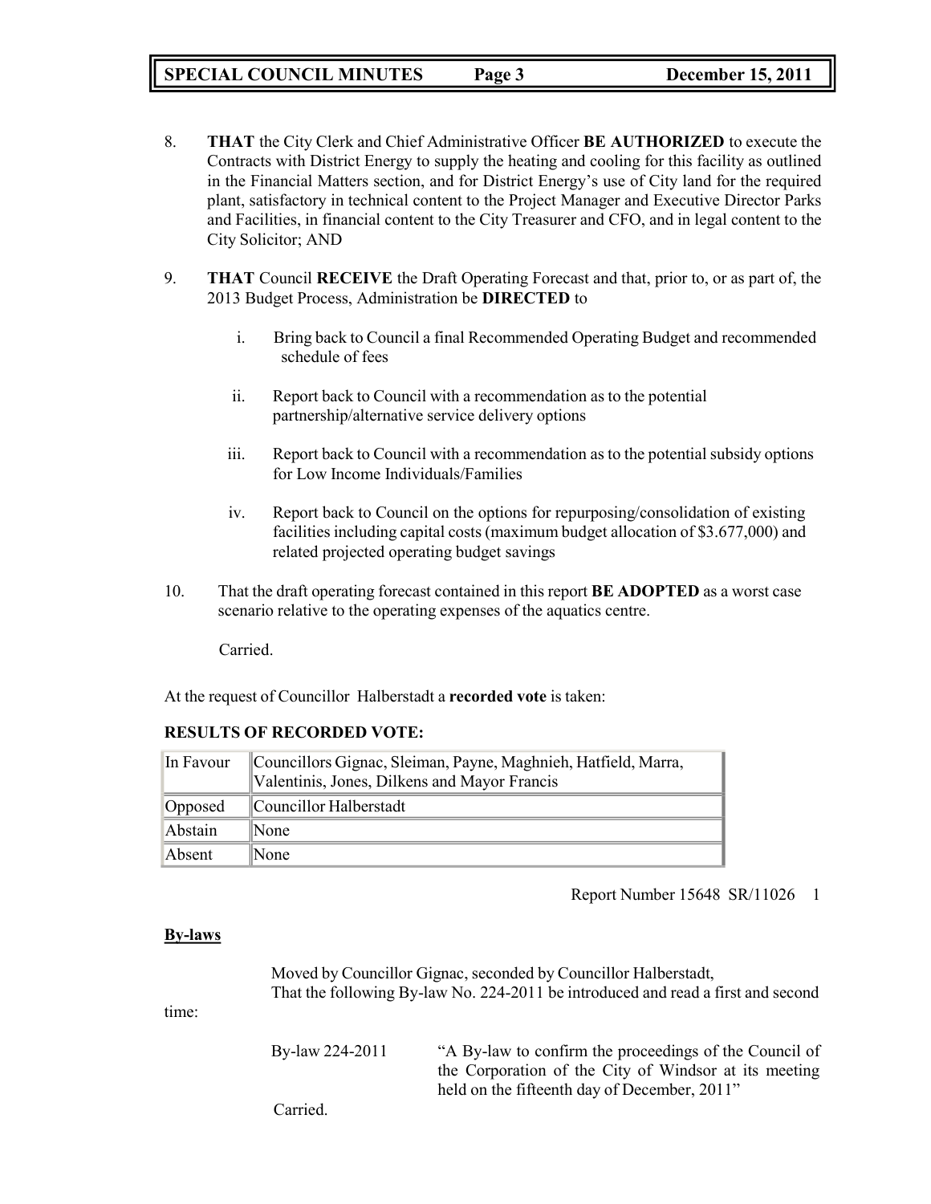8. **THAT** the City Clerk and Chief Administrative Officer **BE AUTHORIZED** to execute the Contracts with District Energy to supply the heating and cooling for this facility as outlined in the Financial Matters section, and for District Energy's use of City land for the required plant, satisfactory in technical content to the Project Manager and Executive Director Parks and Facilities, in financial content to the City Treasurer and CFO, and in legal content to the City Solicitor; AND

9. **THAT** Council **RECEIVE** the Draft Operating Forecast and that, prior to, or as part of, the 2013 Budget Process, Administration be **DIRECTED** to

   i. Bring back to Council a final Recommended Operating Budget and recommended schedule of fees

   ii. Report back to Council with a recommendation as to the potential partnership/alternative service delivery options

   iii. Report back to Council with a recommendation as to the potential subsidy options for Low Income Individuals/Families

   iv. Report back to Council on the options for repurposing/consolidation of existing facilities including capital costs (maximum budget allocation of $3.677,000) and related projected operating budget savings

10. That the draft operating forecast contained in this report **BE ADOPTED** as a worst case scenario relative to the operating expenses of the aquatics centre.

Carried.

At the request of Councillor Halberstadt a **recorded vote** is taken:

**RESULTS OF RECORDED VOTE:**

| In Favour | Councillors Gignac, Sleiman, Payne, Maghnieh, Hatfield, Marra, Valentinis, Jones, Dilkens and Mayor Francis |
|---|---|
| Opposed | Councillor Halberstadt |
| Abstain | None |
| Absent | None |

Report Number 15648 SR/11026 1

**By-laws**

Moved by Councillor Gignac, seconded by Councillor Halberstadt,
That the following By-law No. 224-2011 be introduced and read a first and second time:

By-law 224-2011 "A By-law to confirm the proceedings of the Council of the Corporation of the City of Windsor at its meeting held on the fifteenth day of December, 2011"

Carried.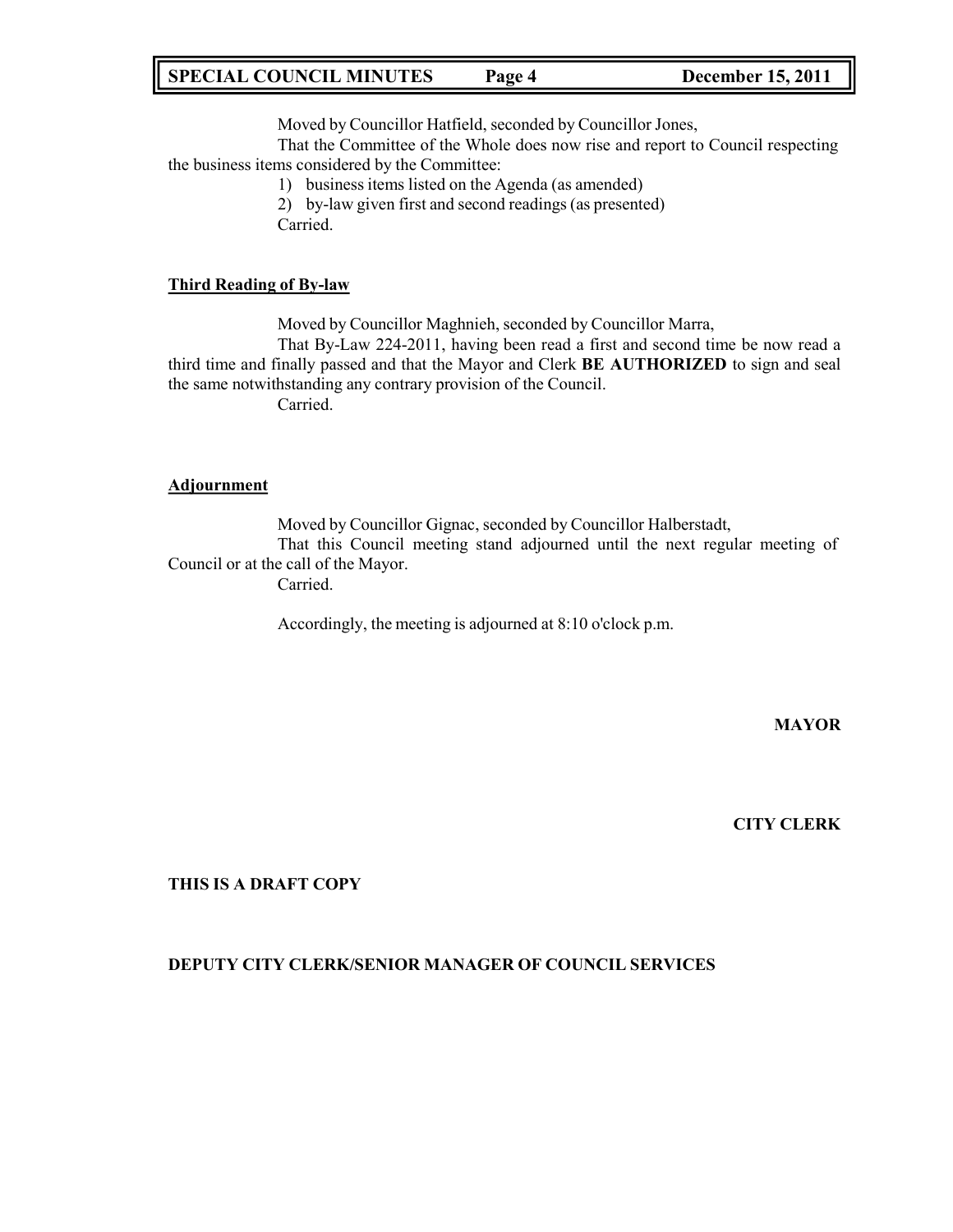Moved by Councillor Hatfield, seconded by Councillor Jones,

That the Committee of the Whole does now rise and report to Council respecting the business items considered by the Committee:

1) business items listed on the Agenda (as amended)
2) by-law given first and second readings (as presented)

Carried.

**Third Reading of By-law**

Moved by Councillor Maghnieh, seconded by Councillor Marra,

That By-Law 224-2011, having been read a first and second time be now read a third time and finally passed and that the Mayor and Clerk **BE AUTHORIZED** to sign and seal the same notwithstanding any contrary provision of the Council.

Carried.

**Adjournment**

Moved by Councillor Gignac, seconded by Councillor Halberstadt,

That this Council meeting stand adjourned until the next regular meeting of Council or at the call of the Mayor.

Carried.

Accordingly, the meeting is adjourned at 8:10 o'clock p.m.

**MAYOR**

**CITY CLERK**

**THIS IS A DRAFT COPY**

**DEPUTY CITY CLERK/SENIOR MANAGER OF COUNCIL SERVICES**